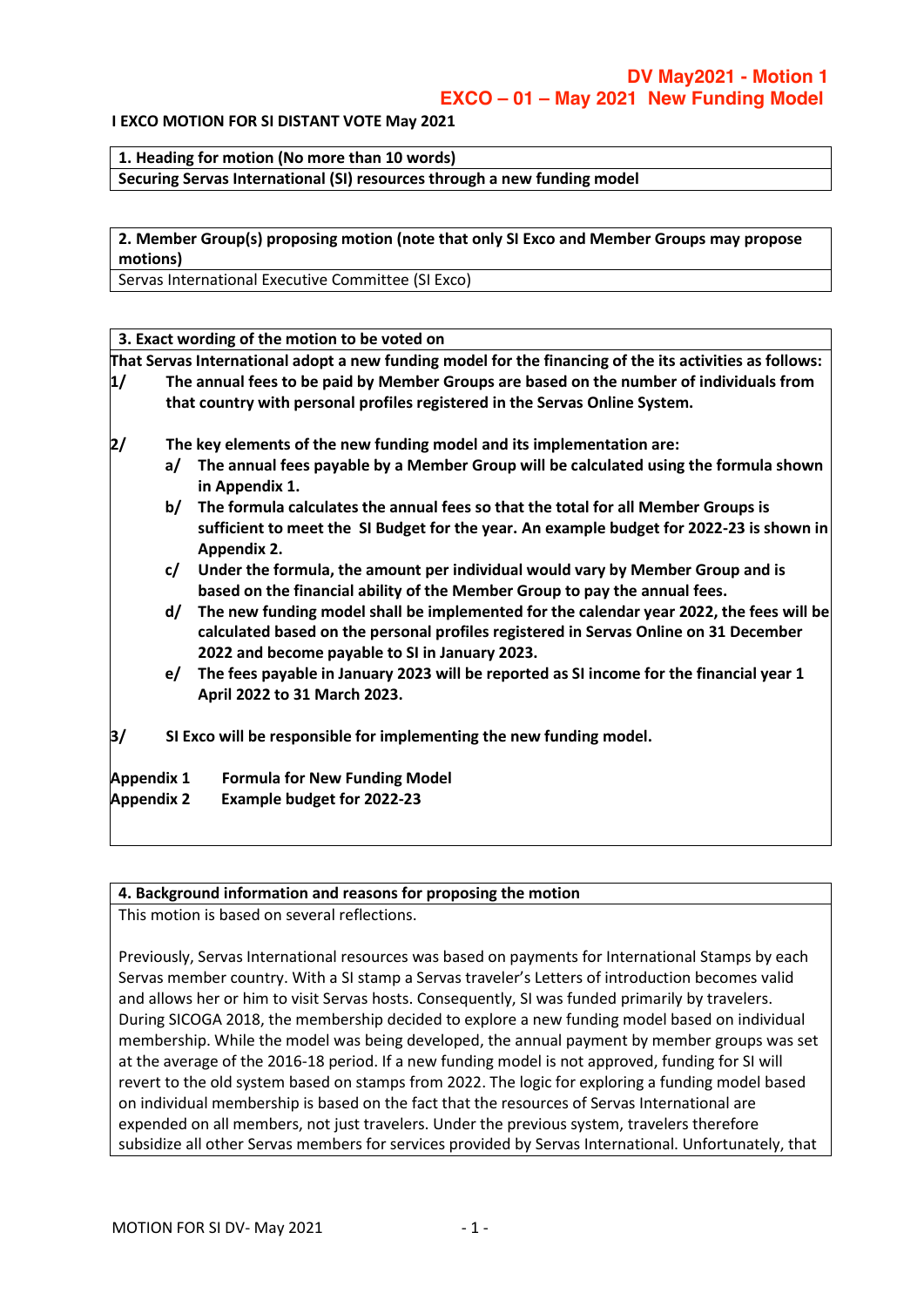# DV May2021 - Motion 1
# EXCO – 01 – May 2021 New Funding Model

**I EXCO MOTION FOR SI DISTANT VOTE May 2021**

**1. Heading for motion (No more than 10 words)**

**Securing Servas International (SI) resources through a new funding model**

**2. Member Group(s) proposing motion (note that only SI Exco and Member Groups may propose motions)**

Servas International Executive Committee (SI Exco)

**3. Exact wording of the motion to be voted on**

**That Servas International adopt a new funding model for the financing of the its activities as follows:**

**1/ The annual fees to be paid by Member Groups are based on the number of individuals from that country with personal profiles registered in the Servas Online System.**

**2/ The key elements of the new funding model and its implementation are:**

- **a/ The annual fees payable by a Member Group will be calculated using the formula shown in Appendix 1.**
- **b/ The formula calculates the annual fees so that the total for all Member Groups is sufficient to meet the SI Budget for the year. An example budget for 2022-23 is shown in Appendix 2.**
- **c/ Under the formula, the amount per individual would vary by Member Group and is based on the financial ability of the Member Group to pay the annual fees.**
- **d/ The new funding model shall be implemented for the calendar year 2022, the fees will be calculated based on the personal profiles registered in Servas Online on 31 December 2022 and become payable to SI in January 2023.**
- **e/ The fees payable in January 2023 will be reported as SI income for the financial year 1 April 2022 to 31 March 2023.**

**3/ SI Exco will be responsible for implementing the new funding model.**

**Appendix 1 Formula for New Funding Model**
**Appendix 2 Example budget for 2022-23**

**4. Background information and reasons for proposing the motion**

This motion is based on several reflections.

Previously, Servas International resources was based on payments for International Stamps by each Servas member country. With a SI stamp a Servas traveler's Letters of introduction becomes valid and allows her or him to visit Servas hosts. Consequently, SI was funded primarily by travelers. During SICOGA 2018, the membership decided to explore a new funding model based on individual membership. While the model was being developed, the annual payment by member groups was set at the average of the 2016-18 period. If a new funding model is not approved, funding for SI will revert to the old system based on stamps from 2022. The logic for exploring a funding model based on individual membership is based on the fact that the resources of Servas International are expended on all members, not just travelers. Under the previous system, travelers therefore subsidize all other Servas members for services provided by Servas International. Unfortunately, that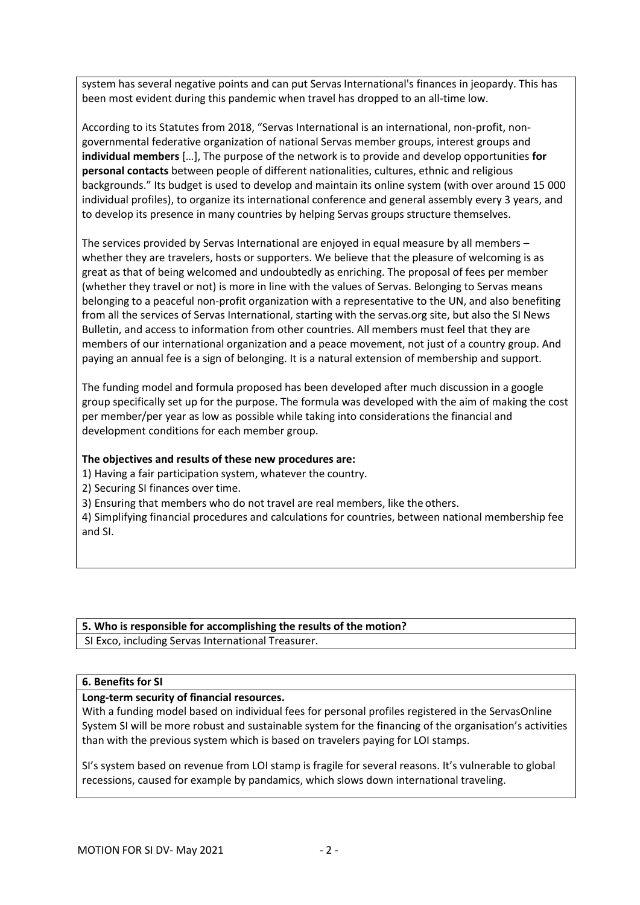system has several negative points and can put Servas International's finances in jeopardy. This has been most evident during this pandemic when travel has dropped to an all-time low.

According to its Statutes from 2018, "Servas International is an international, non-profit, non-governmental federative organization of national Servas member groups, interest groups and **individual members** […], The purpose of the network is to provide and develop opportunities **for personal contacts** between people of different nationalities, cultures, ethnic and religious backgrounds." Its budget is used to develop and maintain its online system (with over around 15 000 individual profiles), to organize its international conference and general assembly every 3 years, and to develop its presence in many countries by helping Servas groups structure themselves.

The services provided by Servas International are enjoyed in equal measure by all members – whether they are travelers, hosts or supporters. We believe that the pleasure of welcoming is as great as that of being welcomed and undoubtedly as enriching. The proposal of fees per member (whether they travel or not) is more in line with the values of Servas. Belonging to Servas means belonging to a peaceful non-profit organization with a representative to the UN, and also benefiting from all the services of Servas International, starting with the servas.org site, but also the SI News Bulletin, and access to information from other countries. All members must feel that they are members of our international organization and a peace movement, not just of a country group. And paying an annual fee is a sign of belonging. It is a natural extension of membership and support.

The funding model and formula proposed has been developed after much discussion in a google group specifically set up for the purpose. The formula was developed with the aim of making the cost per member/per year as low as possible while taking into considerations the financial and development conditions for each member group.

**The objectives and results of these new procedures are:**

1) Having a fair participation system, whatever the country.
2) Securing SI finances over time.
3) Ensuring that members who do not travel are real members, like the others.
4) Simplifying financial procedures and calculations for countries, between national membership fee and SI.

**5. Who is responsible for accomplishing the results of the motion?**

SI Exco, including Servas International Treasurer.

**6. Benefits for SI**

**Long-term security of financial resources.**

With a funding model based on individual fees for personal profiles registered in the ServasOnline System SI will be more robust and sustainable system for the financing of the organisation's activities than with the previous system which is based on travelers paying for LOI stamps.

SI's system based on revenue from LOI stamp is fragile for several reasons. It's vulnerable to global recessions, caused for example by pandamics, which slows down international traveling.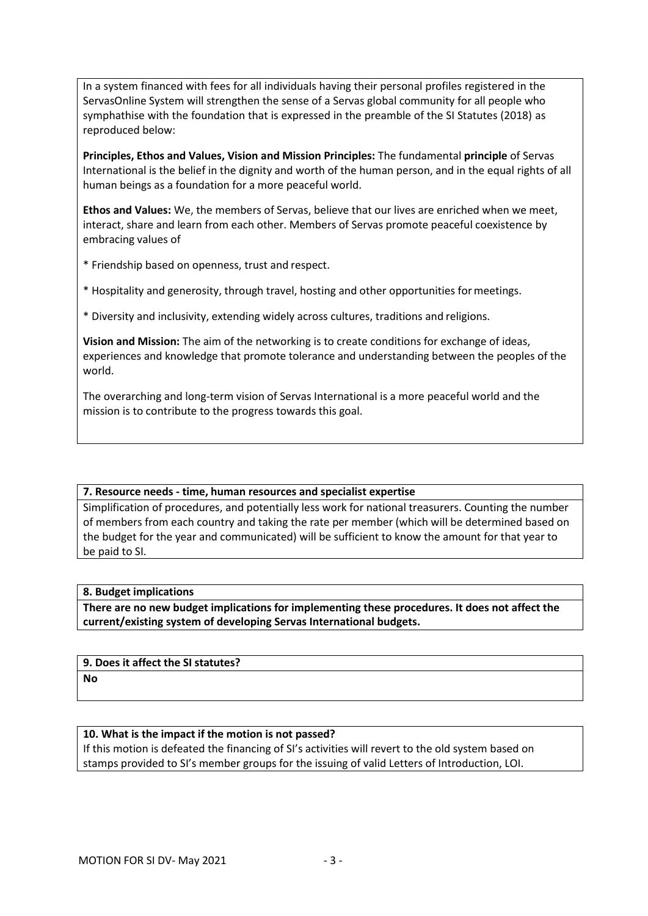In a system financed with fees for all individuals having their personal profiles registered in the ServasOnline System will strengthen the sense of a Servas global community for all people who symphathise with the foundation that is expressed in the preamble of the SI Statutes (2018) as reproduced below:

**Principles, Ethos and Values, Vision and Mission Principles:** The fundamental **principle** of Servas International is the belief in the dignity and worth of the human person, and in the equal rights of all human beings as a foundation for a more peaceful world.

**Ethos and Values:** We, the members of Servas, believe that our lives are enriched when we meet, interact, share and learn from each other. Members of Servas promote peaceful coexistence by embracing values of

* Friendship based on openness, trust and respect.

* Hospitality and generosity, through travel, hosting and other opportunities for meetings.

* Diversity and inclusivity, extending widely across cultures, traditions and religions.

**Vision and Mission:** The aim of the networking is to create conditions for exchange of ideas, experiences and knowledge that promote tolerance and understanding between the peoples of the world.

The overarching and long-term vision of Servas International is a more peaceful world and the mission is to contribute to the progress towards this goal.

**7. Resource needs - time, human resources and specialist expertise**

Simplification of procedures, and potentially less work for national treasurers. Counting the number of members from each country and taking the rate per member (which will be determined based on the budget for the year and communicated) will be sufficient to know the amount for that year to be paid to SI.

**8. Budget implications**

**There are no new budget implications for implementing these procedures. It does not affect the current/existing system of developing Servas International budgets.**

**9. Does it affect the SI statutes?**

**No**

**10. What is the impact if the motion is not passed?**

If this motion is defeated the financing of SI's activities will revert to the old system based on stamps provided to SI's member groups for the issuing of valid Letters of Introduction, LOI.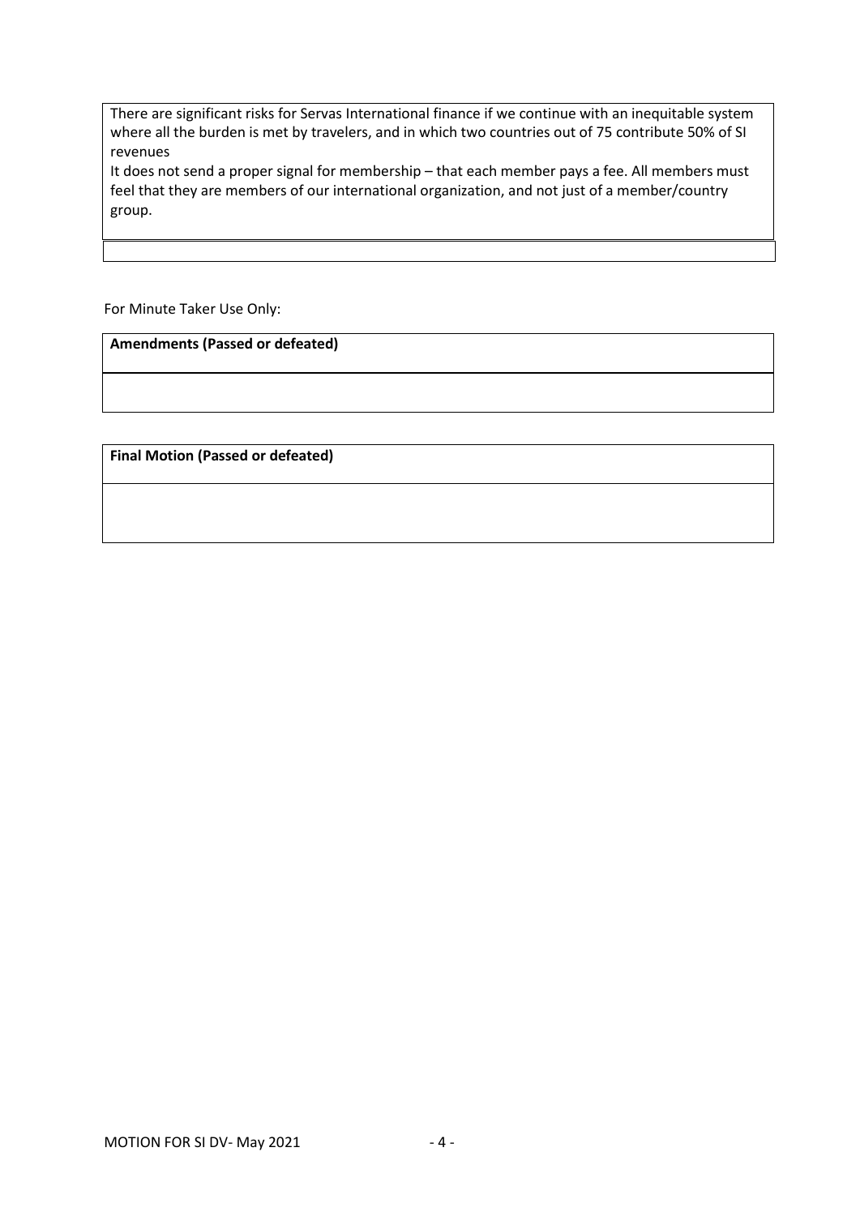There are significant risks for Servas International finance if we continue with an inequitable system where all the burden is met by travelers, and in which two countries out of 75 contribute 50% of SI revenues

It does not send a proper signal for membership – that each member pays a fee. All members must feel that they are members of our international organization, and not just of a member/country group.

For Minute Taker Use Only:

| **Amendments (Passed or defeated)** |
|---|
| |

| **Final Motion (Passed or defeated)** |
|---|
| |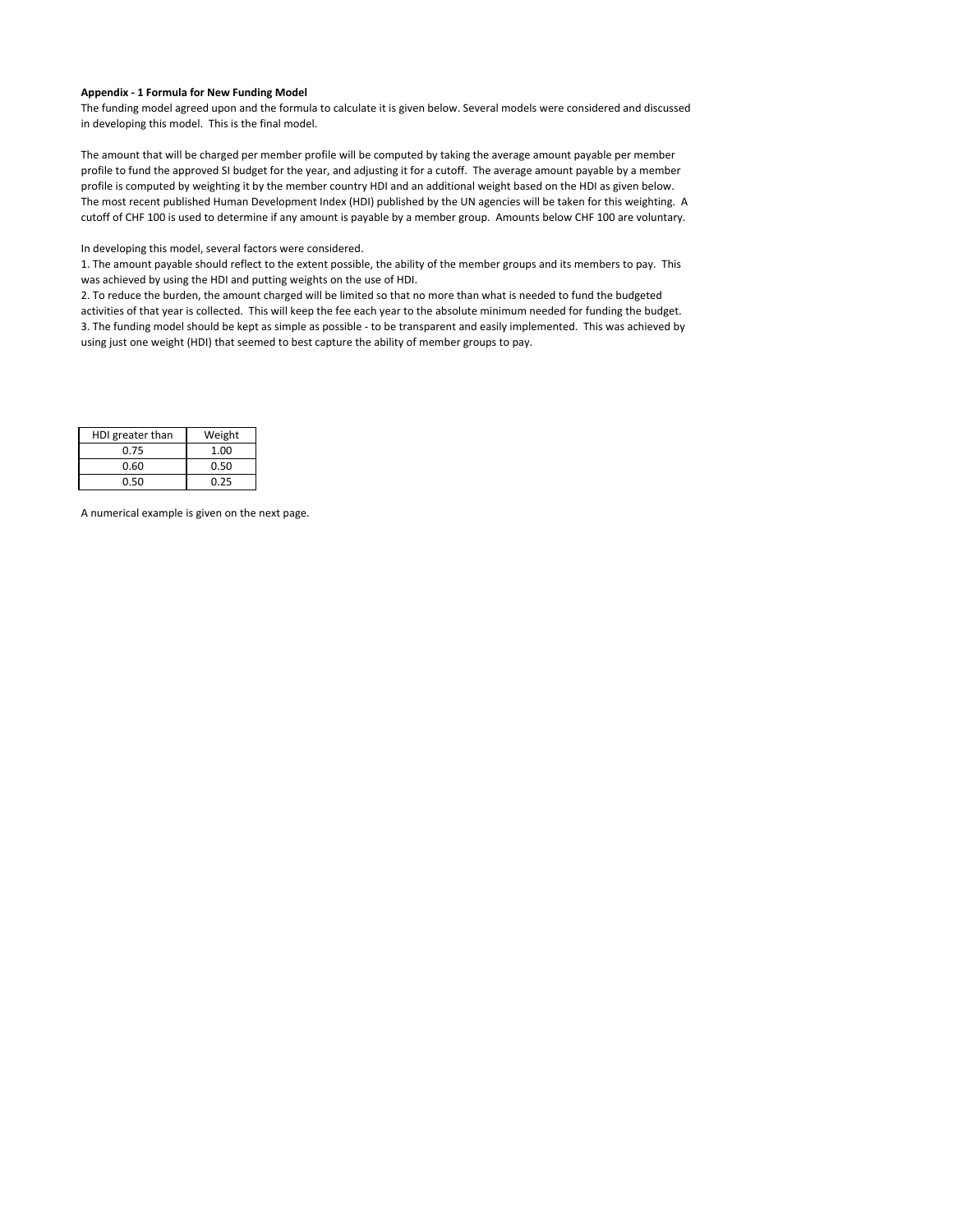**Appendix - 1 Formula for New Funding Model**

The funding model agreed upon and the formula to calculate it is given below. Several models were considered and discussed in developing this model. This is the final model.

The amount that will be charged per member profile will be computed by taking the average amount payable per member profile to fund the approved SI budget for the year, and adjusting it for a cutoff. The average amount payable by a member profile is computed by weighting it by the member country HDI and an additional weight based on the HDI as given below. The most recent published Human Development Index (HDI) published by the UN agencies will be taken for this weighting. A cutoff of CHF 100 is used to determine if any amount is payable by a member group. Amounts below CHF 100 are voluntary.

In developing this model, several factors were considered.

1. The amount payable should reflect to the extent possible, the ability of the member groups and its members to pay. This was achieved by using the HDI and putting weights on the use of HDI.
2. To reduce the burden, the amount charged will be limited so that no more than what is needed to fund the budgeted activities of that year is collected. This will keep the fee each year to the absolute minimum needed for funding the budget.
3. The funding model should be kept as simple as possible - to be transparent and easily implemented. This was achieved by using just one weight (HDI) that seemed to best capture the ability of member groups to pay.

| HDI greater than | Weight |
|---|---|
| 0.75 | 1.00 |
| 0.60 | 0.50 |
| 0.50 | 0.25 |

A numerical example is given on the next page.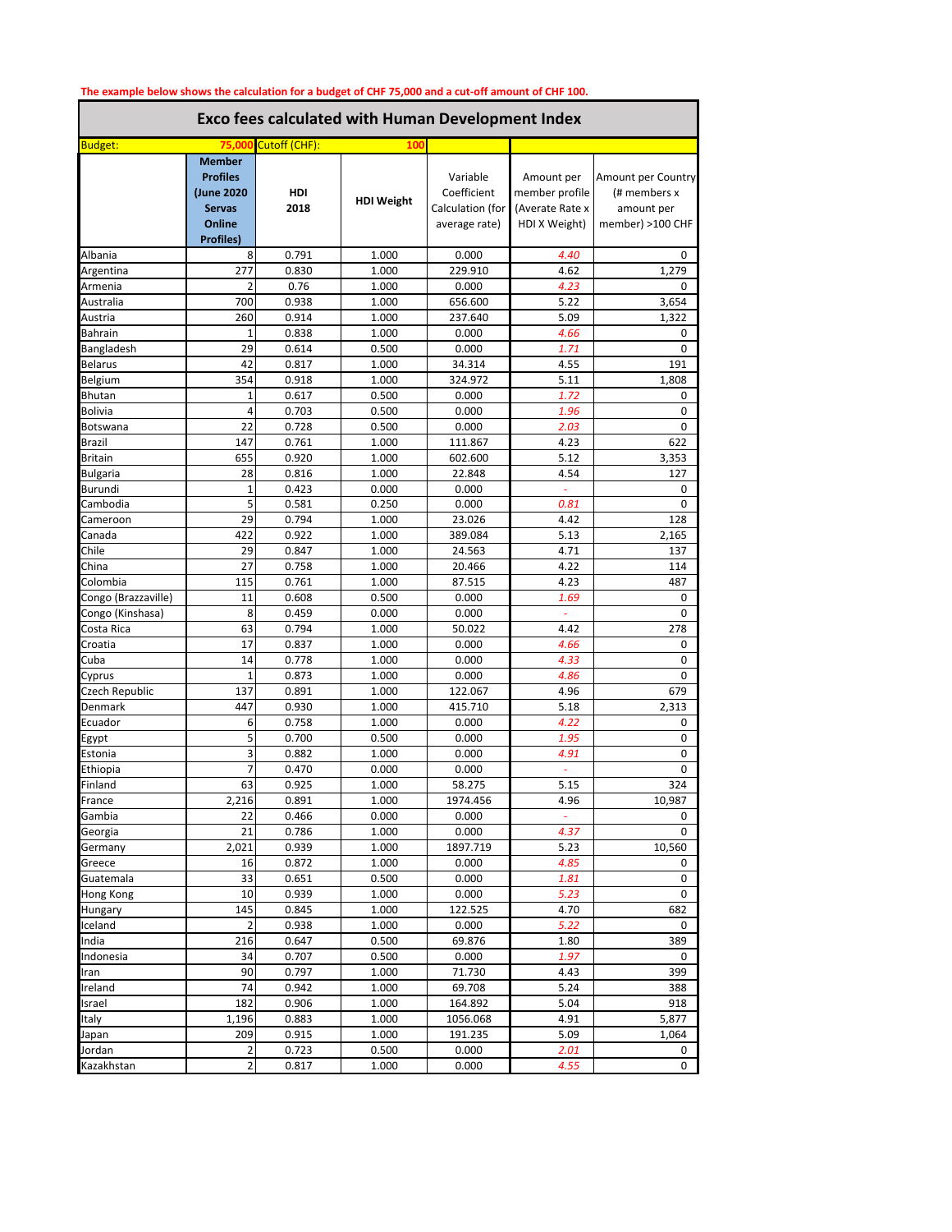The example below shows the calculation for a budget of CHF 75,000 and a cut-off amount of CHF 100.

# Exco fees calculated with Human Development Index

| Budget: | 75,000 | Cutoff (CHF): | 100 | | |
|---|---|---|---|---|---|
| | **Member Profiles (June 2020 Servas Online Profiles)** | **HDI 2018** | **HDI Weight** | Variable Coefficient Calculation (for average rate) | Amount per member profile (Averate Rate x HDI X Weight) | Amount per Country (# members x amount per member) >100 CHF |
| Albania | 8 | 0.791 | 1.000 | 0.000 | 4.40 | 0 |
| Argentina | 277 | 0.830 | 1.000 | 229.910 | 4.62 | 1,279 |
| Armenia | 2 | 0.76 | 1.000 | 0.000 | 4.23 | 0 |
| Australia | 700 | 0.938 | 1.000 | 656.600 | 5.22 | 3,654 |
| Austria | 260 | 0.914 | 1.000 | 237.640 | 5.09 | 1,322 |
| Bahrain | 1 | 0.838 | 1.000 | 0.000 | 4.66 | 0 |
| Bangladesh | 29 | 0.614 | 0.500 | 0.000 | 1.71 | 0 |
| Belarus | 42 | 0.817 | 1.000 | 34.314 | 4.55 | 191 |
| Belgium | 354 | 0.918 | 1.000 | 324.972 | 5.11 | 1,808 |
| Bhutan | 1 | 0.617 | 0.500 | 0.000 | 1.72 | 0 |
| Bolivia | 4 | 0.703 | 0.500 | 0.000 | 1.96 | 0 |
| Botswana | 22 | 0.728 | 0.500 | 0.000 | 2.03 | 0 |
| Brazil | 147 | 0.761 | 1.000 | 111.867 | 4.23 | 622 |
| Britain | 655 | 0.920 | 1.000 | 602.600 | 5.12 | 3,353 |
| Bulgaria | 28 | 0.816 | 1.000 | 22.848 | 4.54 | 127 |
| Burundi | 1 | 0.423 | 0.000 | 0.000 | - | 0 |
| Cambodia | 5 | 0.581 | 0.250 | 0.000 | 0.81 | 0 |
| Cameroon | 29 | 0.794 | 1.000 | 23.026 | 4.42 | 128 |
| Canada | 422 | 0.922 | 1.000 | 389.084 | 5.13 | 2,165 |
| Chile | 29 | 0.847 | 1.000 | 24.563 | 4.71 | 137 |
| China | 27 | 0.758 | 1.000 | 20.466 | 4.22 | 114 |
| Colombia | 115 | 0.761 | 1.000 | 87.515 | 4.23 | 487 |
| Congo (Brazzaville) | 11 | 0.608 | 0.500 | 0.000 | 1.69 | 0 |
| Congo (Kinshasa) | 8 | 0.459 | 0.000 | 0.000 | - | 0 |
| Costa Rica | 63 | 0.794 | 1.000 | 50.022 | 4.42 | 278 |
| Croatia | 17 | 0.837 | 1.000 | 0.000 | 4.66 | 0 |
| Cuba | 14 | 0.778 | 1.000 | 0.000 | 4.33 | 0 |
| Cyprus | 1 | 0.873 | 1.000 | 0.000 | 4.86 | 0 |
| Czech Republic | 137 | 0.891 | 1.000 | 122.067 | 4.96 | 679 |
| Denmark | 447 | 0.930 | 1.000 | 415.710 | 5.18 | 2,313 |
| Ecuador | 6 | 0.758 | 1.000 | 0.000 | 4.22 | 0 |
| Egypt | 5 | 0.700 | 0.500 | 0.000 | 1.95 | 0 |
| Estonia | 3 | 0.882 | 1.000 | 0.000 | 4.91 | 0 |
| Ethiopia | 7 | 0.470 | 0.000 | 0.000 | - | 0 |
| Finland | 63 | 0.925 | 1.000 | 58.275 | 5.15 | 324 |
| France | 2,216 | 0.891 | 1.000 | 1974.456 | 4.96 | 10,987 |
| Gambia | 22 | 0.466 | 0.000 | 0.000 | - | 0 |
| Georgia | 21 | 0.786 | 1.000 | 0.000 | 4.37 | 0 |
| Germany | 2,021 | 0.939 | 1.000 | 1897.719 | 5.23 | 10,560 |
| Greece | 16 | 0.872 | 1.000 | 0.000 | 4.85 | 0 |
| Guatemala | 33 | 0.651 | 0.500 | 0.000 | 1.81 | 0 |
| Hong Kong | 10 | 0.939 | 1.000 | 0.000 | 5.23 | 0 |
| Hungary | 145 | 0.845 | 1.000 | 122.525 | 4.70 | 682 |
| Iceland | 2 | 0.938 | 1.000 | 0.000 | 5.22 | 0 |
| India | 216 | 0.647 | 0.500 | 69.876 | 1.80 | 389 |
| Indonesia | 34 | 0.707 | 0.500 | 0.000 | 1.97 | 0 |
| Iran | 90 | 0.797 | 1.000 | 71.730 | 4.43 | 399 |
| Ireland | 74 | 0.942 | 1.000 | 69.708 | 5.24 | 388 |
| Israel | 182 | 0.906 | 1.000 | 164.892 | 5.04 | 918 |
| Italy | 1,196 | 0.883 | 1.000 | 1056.068 | 4.91 | 5,877 |
| Japan | 209 | 0.915 | 1.000 | 191.235 | 5.09 | 1,064 |
| Jordan | 2 | 0.723 | 0.500 | 0.000 | 2.01 | 0 |
| Kazakhstan | 2 | 0.817 | 1.000 | 0.000 | 4.55 | 0 |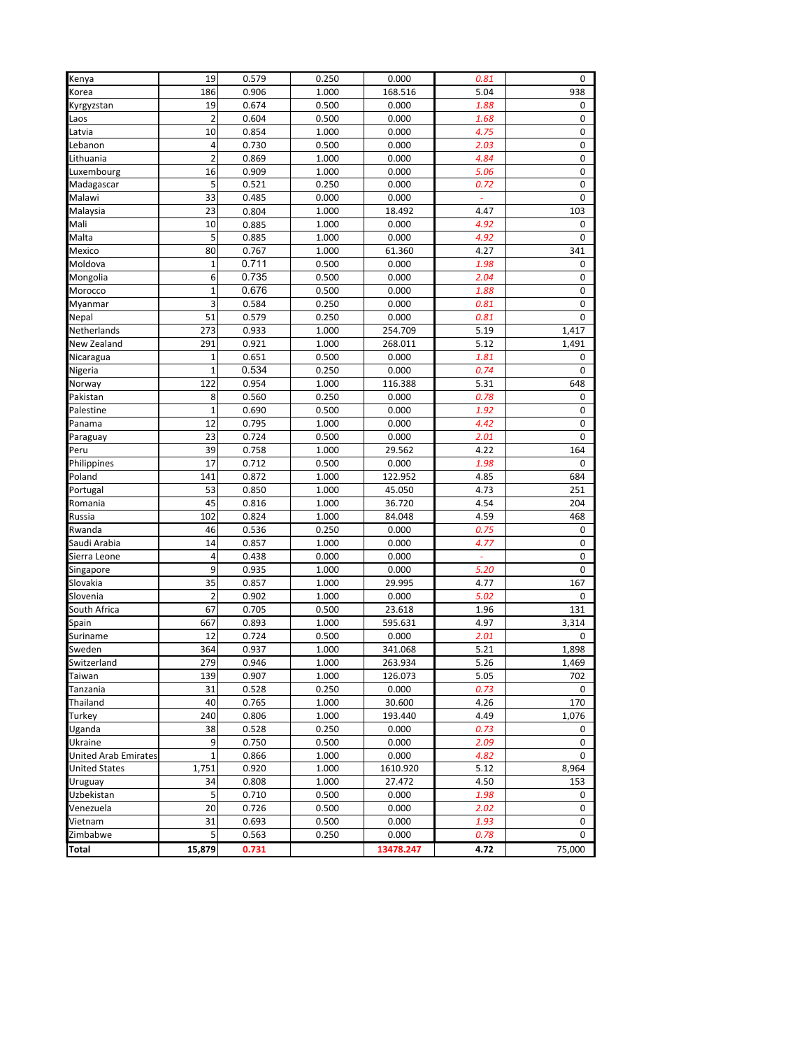| | | | | | | |
|---|---|---|---|---|---|---|
| Kenya | 19 | 0.579 | 0.250 | 0.000 | 0.81 | 0 |
| Korea | 186 | 0.906 | 1.000 | 168.516 | 5.04 | 938 |
| Kyrgyzstan | 19 | 0.674 | 0.500 | 0.000 | 1.88 | 0 |
| Laos | 2 | 0.604 | 0.500 | 0.000 | 1.68 | 0 |
| Latvia | 10 | 0.854 | 1.000 | 0.000 | 4.75 | 0 |
| Lebanon | 4 | 0.730 | 0.500 | 0.000 | 2.03 | 0 |
| Lithuania | 2 | 0.869 | 1.000 | 0.000 | 4.84 | 0 |
| Luxembourg | 16 | 0.909 | 1.000 | 0.000 | 5.06 | 0 |
| Madagascar | 5 | 0.521 | 0.250 | 0.000 | 0.72 | 0 |
| Malawi | 33 | 0.485 | 0.000 | 0.000 | - | 0 |
| Malaysia | 23 | 0.804 | 1.000 | 18.492 | 4.47 | 103 |
| Mali | 10 | 0.885 | 1.000 | 0.000 | 4.92 | 0 |
| Malta | 5 | 0.885 | 1.000 | 0.000 | 4.92 | 0 |
| Mexico | 80 | 0.767 | 1.000 | 61.360 | 4.27 | 341 |
| Moldova | 1 | 0.711 | 0.500 | 0.000 | 1.98 | 0 |
| Mongolia | 6 | 0.735 | 0.500 | 0.000 | 2.04 | 0 |
| Morocco | 1 | 0.676 | 0.500 | 0.000 | 1.88 | 0 |
| Myanmar | 3 | 0.584 | 0.250 | 0.000 | 0.81 | 0 |
| Nepal | 51 | 0.579 | 0.250 | 0.000 | 0.81 | 0 |
| Netherlands | 273 | 0.933 | 1.000 | 254.709 | 5.19 | 1,417 |
| New Zealand | 291 | 0.921 | 1.000 | 268.011 | 5.12 | 1,491 |
| Nicaragua | 1 | 0.651 | 0.500 | 0.000 | 1.81 | 0 |
| Nigeria | 1 | 0.534 | 0.250 | 0.000 | 0.74 | 0 |
| Norway | 122 | 0.954 | 1.000 | 116.388 | 5.31 | 648 |
| Pakistan | 8 | 0.560 | 0.250 | 0.000 | 0.78 | 0 |
| Palestine | 1 | 0.690 | 0.500 | 0.000 | 1.92 | 0 |
| Panama | 12 | 0.795 | 1.000 | 0.000 | 4.42 | 0 |
| Paraguay | 23 | 0.724 | 0.500 | 0.000 | 2.01 | 0 |
| Peru | 39 | 0.758 | 1.000 | 29.562 | 4.22 | 164 |
| Philippines | 17 | 0.712 | 0.500 | 0.000 | 1.98 | 0 |
| Poland | 141 | 0.872 | 1.000 | 122.952 | 4.85 | 684 |
| Portugal | 53 | 0.850 | 1.000 | 45.050 | 4.73 | 251 |
| Romania | 45 | 0.816 | 1.000 | 36.720 | 4.54 | 204 |
| Russia | 102 | 0.824 | 1.000 | 84.048 | 4.59 | 468 |
| Rwanda | 46 | 0.536 | 0.250 | 0.000 | 0.75 | 0 |
| Saudi Arabia | 14 | 0.857 | 1.000 | 0.000 | 4.77 | 0 |
| Sierra Leone | 4 | 0.438 | 0.000 | 0.000 | - | 0 |
| Singapore | 9 | 0.935 | 1.000 | 0.000 | 5.20 | 0 |
| Slovakia | 35 | 0.857 | 1.000 | 29.995 | 4.77 | 167 |
| Slovenia | 2 | 0.902 | 1.000 | 0.000 | 5.02 | 0 |
| South Africa | 67 | 0.705 | 0.500 | 23.618 | 1.96 | 131 |
| Spain | 667 | 0.893 | 1.000 | 595.631 | 4.97 | 3,314 |
| Suriname | 12 | 0.724 | 0.500 | 0.000 | 2.01 | 0 |
| Sweden | 364 | 0.937 | 1.000 | 341.068 | 5.21 | 1,898 |
| Switzerland | 279 | 0.946 | 1.000 | 263.934 | 5.26 | 1,469 |
| Taiwan | 139 | 0.907 | 1.000 | 126.073 | 5.05 | 702 |
| Tanzania | 31 | 0.528 | 0.250 | 0.000 | 0.73 | 0 |
| Thailand | 40 | 0.765 | 1.000 | 30.600 | 4.26 | 170 |
| Turkey | 240 | 0.806 | 1.000 | 193.440 | 4.49 | 1,076 |
| Uganda | 38 | 0.528 | 0.250 | 0.000 | 0.73 | 0 |
| Ukraine | 9 | 0.750 | 0.500 | 0.000 | 2.09 | 0 |
| United Arab Emirates | 1 | 0.866 | 1.000 | 0.000 | 4.82 | 0 |
| United States | 1,751 | 0.920 | 1.000 | 1610.920 | 5.12 | 8,964 |
| Uruguay | 34 | 0.808 | 1.000 | 27.472 | 4.50 | 153 |
| Uzbekistan | 5 | 0.710 | 0.500 | 0.000 | 1.98 | 0 |
| Venezuela | 20 | 0.726 | 0.500 | 0.000 | 2.02 | 0 |
| Vietnam | 31 | 0.693 | 0.500 | 0.000 | 1.93 | 0 |
| Zimbabwe | 5 | 0.563 | 0.250 | 0.000 | 0.78 | 0 |
| **Total** | **15,879** | **0.731** | | **13478.247** | **4.72** | 75,000 |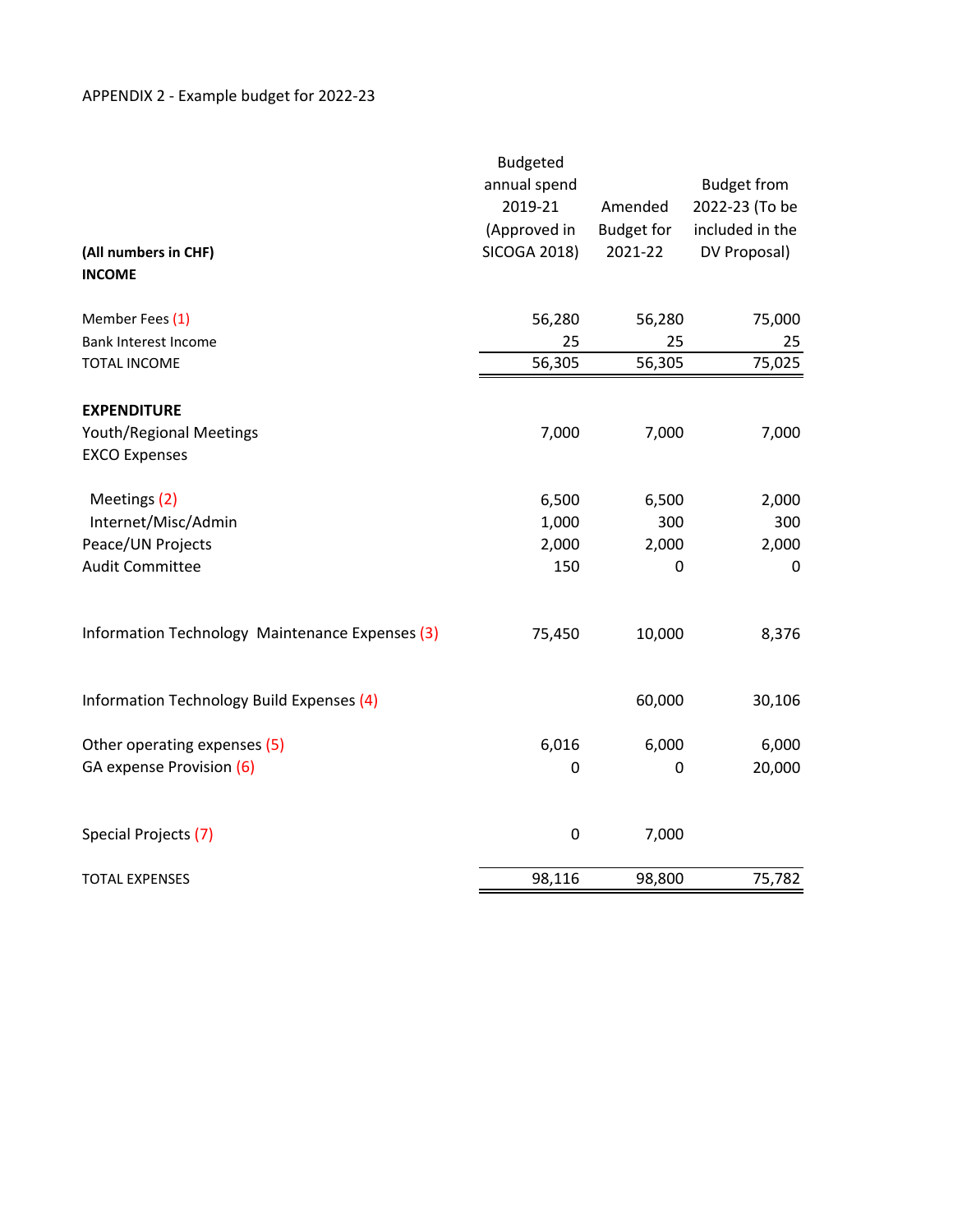APPENDIX 2 - Example budget for 2022-23

| **(All numbers in CHF)** | Budgeted annual spend 2019-21 (Approved in SICOGA 2018) | Amended Budget for 2021-22 | Budget from 2022-23 (To be included in the DV Proposal) |
|---|---|---|---|
| **INCOME** | | | |
| Member Fees (1) | 56,280 | 56,280 | 75,000 |
| Bank Interest Income | 25 | 25 | 25 |
| TOTAL INCOME | 56,305 | 56,305 | 75,025 |
| **EXPENDITURE** | | | |
| Youth/Regional Meetings | 7,000 | 7,000 | 7,000 |
| EXCO Expenses | | | |
| Meetings (2) | 6,500 | 6,500 | 2,000 |
| Internet/Misc/Admin | 1,000 | 300 | 300 |
| Peace/UN Projects | 2,000 | 2,000 | 2,000 |
| Audit Committee | 150 | 0 | 0 |
| Information Technology Maintenance Expenses (3) | 75,450 | 10,000 | 8,376 |
| Information Technology Build Expenses (4) | | 60,000 | 30,106 |
| Other operating expenses (5) | 6,016 | 6,000 | 6,000 |
| GA expense Provision (6) | 0 | 0 | 20,000 |
| Special Projects (7) | 0 | 7,000 | |
| TOTAL EXPENSES | 98,116 | 98,800 | 75,782 |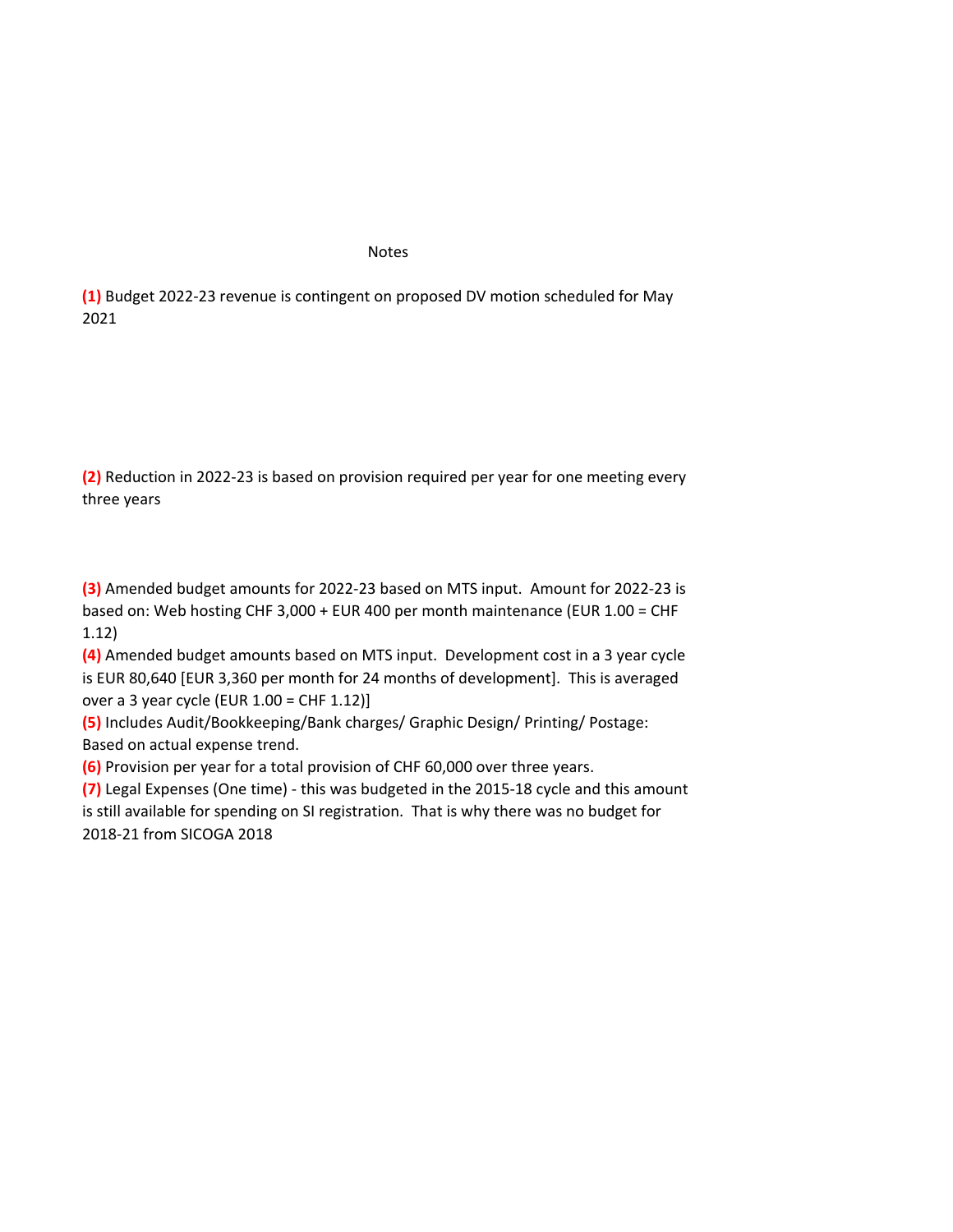## Notes

**(1)** Budget 2022-23 revenue is contingent on proposed DV motion scheduled for May 2021

**(2)** Reduction in 2022-23 is based on provision required per year for one meeting every three years

**(3)** Amended budget amounts for 2022-23 based on MTS input. Amount for 2022-23 is based on: Web hosting CHF 3,000 + EUR 400 per month maintenance (EUR 1.00 = CHF 1.12)

**(4)** Amended budget amounts based on MTS input. Development cost in a 3 year cycle is EUR 80,640 [EUR 3,360 per month for 24 months of development]. This is averaged over a 3 year cycle (EUR 1.00 = CHF 1.12)]

**(5)** Includes Audit/Bookkeeping/Bank charges/ Graphic Design/ Printing/ Postage: Based on actual expense trend.

**(6)** Provision per year for a total provision of CHF 60,000 over three years.

**(7)** Legal Expenses (One time) - this was budgeted in the 2015-18 cycle and this amount is still available for spending on SI registration. That is why there was no budget for 2018-21 from SICOGA 2018